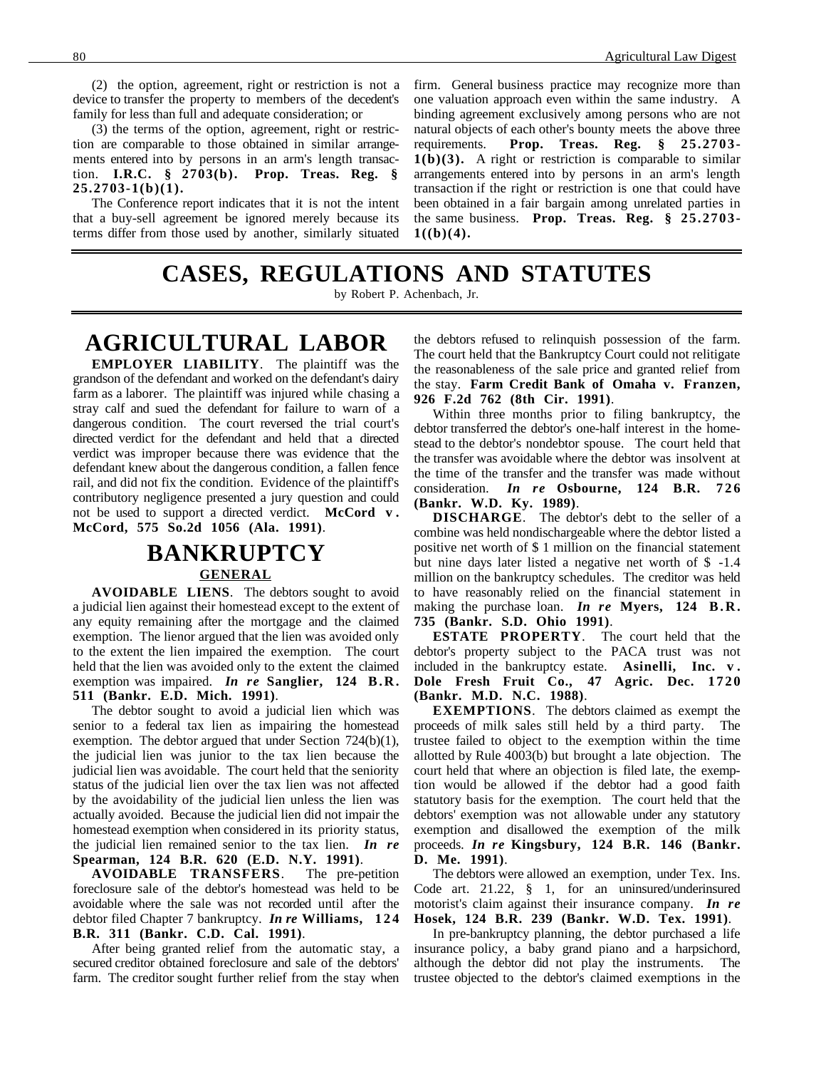(2) the option, agreement, right or restriction is not a device to transfer the property to members of the decedent's family for less than full and adequate consideration; or

(3) the terms of the option, agreement, right or restriction are comparable to those obtained in similar arrangements entered into by persons in an arm's length transaction. **I.R.C. § 2703(b). Prop. Treas. Reg. § 25.2703-1(b)(1).**

The Conference report indicates that it is not the intent that a buy-sell agreement be ignored merely because its terms differ from those used by another, similarly situated firm. General business practice may recognize more than one valuation approach even within the same industry. A binding agreement exclusively among persons who are not natural objects of each other's bounty meets the above three requirements. **Prop. Treas. Reg. § 25.2703-1(b)(3).** A right or restriction is comparable to similar arrangements entered into by persons in an arm's length transaction if the right or restriction is one that could have been obtained in a fair bargain among unrelated parties in the same business. **Prop. Treas. Reg. § 25.2703-1((b)(4).**

# CASES, REGULATIONS AND STATUTES

by Robert P. Achenbach, Jr.

## AGRICULTURAL LABOR

**EMPLOYER LIABILITY**. The plaintiff was the grandson of the defendant and worked on the defendant's dairy farm as a laborer. The plaintiff was injured while chasing a stray calf and sued the defendant for failure to warn of a dangerous condition. The court reversed the trial court's directed verdict for the defendant and held that a directed verdict was improper because there was evidence that the defendant knew about the dangerous condition, a fallen fence rail, and did not fix the condition. Evidence of the plaintiff's contributory negligence presented a jury question and could not be used to support a directed verdict. **McCord v. McCord, 575 So.2d 1056 (Ala. 1991)**.

## BANKRUPTCY

### GENERAL

**AVOIDABLE LIENS**. The debtors sought to avoid a judicial lien against their homestead except to the extent of any equity remaining after the mortgage and the claimed exemption. The lienor argued that the lien was avoided only to the extent the lien impaired the exemption. The court held that the lien was avoided only to the extent the claimed exemption was impaired. ***In re* Sanglier, 124 B.R. 511 (Bankr. E.D. Mich. 1991)**.

The debtor sought to avoid a judicial lien which was senior to a federal tax lien as impairing the homestead exemption. The debtor argued that under Section 724(b)(1), the judicial lien was junior to the tax lien because the judicial lien was avoidable. The court held that the seniority status of the judicial lien over the tax lien was not affected by the avoidability of the judicial lien unless the lien was actually avoided. Because the judicial lien did not impair the homestead exemption when considered in its priority status, the judicial lien remained senior to the tax lien. ***In re* Spearman, 124 B.R. 620 (E.D. N.Y. 1991)**.

**AVOIDABLE TRANSFERS**. The pre-petition foreclosure sale of the debtor's homestead was held to be avoidable where the sale was not recorded until after the debtor filed Chapter 7 bankruptcy. ***In re* Williams, 124 B.R. 311 (Bankr. C.D. Cal. 1991)**.

After being granted relief from the automatic stay, a secured creditor obtained foreclosure and sale of the debtors' farm. The creditor sought further relief from the stay when the debtors refused to relinquish possession of the farm. The court held that the Bankruptcy Court could not relitigate the reasonableness of the sale price and granted relief from the stay. **Farm Credit Bank of Omaha v. Franzen, 926 F.2d 762 (8th Cir. 1991)**.

Within three months prior to filing bankruptcy, the debtor transferred the debtor's one-half interest in the homestead to the debtor's nondebtor spouse. The court held that the transfer was avoidable where the debtor was insolvent at the time of the transfer and the transfer was made without consideration. ***In re* Osbourne, 124 B.R. 726 (Bankr. W.D. Ky. 1989)**.

**DISCHARGE**. The debtor's debt to the seller of a combine was held nondischargeable where the debtor listed a positive net worth of $ 1 million on the financial statement but nine days later listed a negative net worth of $ -1.4 million on the bankruptcy schedules. The creditor was held to have reasonably relied on the financial statement in making the purchase loan. ***In re* Myers, 124 B.R. 735 (Bankr. S.D. Ohio 1991)**.

**ESTATE PROPERTY**. The court held that the debtor's property subject to the PACA trust was not included in the bankruptcy estate. **Asinelli, Inc. v. Dole Fresh Fruit Co., 47 Agric. Dec. 1720 (Bankr. M.D. N.C. 1988)**.

**EXEMPTIONS**. The debtors claimed as exempt the proceeds of milk sales still held by a third party. The trustee failed to object to the exemption within the time allotted by Rule 4003(b) but brought a late objection. The court held that where an objection is filed late, the exemption would be allowed if the debtor had a good faith statutory basis for the exemption. The court held that the debtors' exemption was not allowable under any statutory exemption and disallowed the exemption of the milk proceeds. ***In re* Kingsbury, 124 B.R. 146 (Bankr. D. Me. 1991)**.

The debtors were allowed an exemption, under Tex. Ins. Code art. 21.22, § 1, for an uninsured/underinsured motorist's claim against their insurance company. ***In re* Hosek, 124 B.R. 239 (Bankr. W.D. Tex. 1991)**.

In pre-bankruptcy planning, the debtor purchased a life insurance policy, a baby grand piano and a harpsichord, although the debtor did not play the instruments. The trustee objected to the debtor's claimed exemptions in the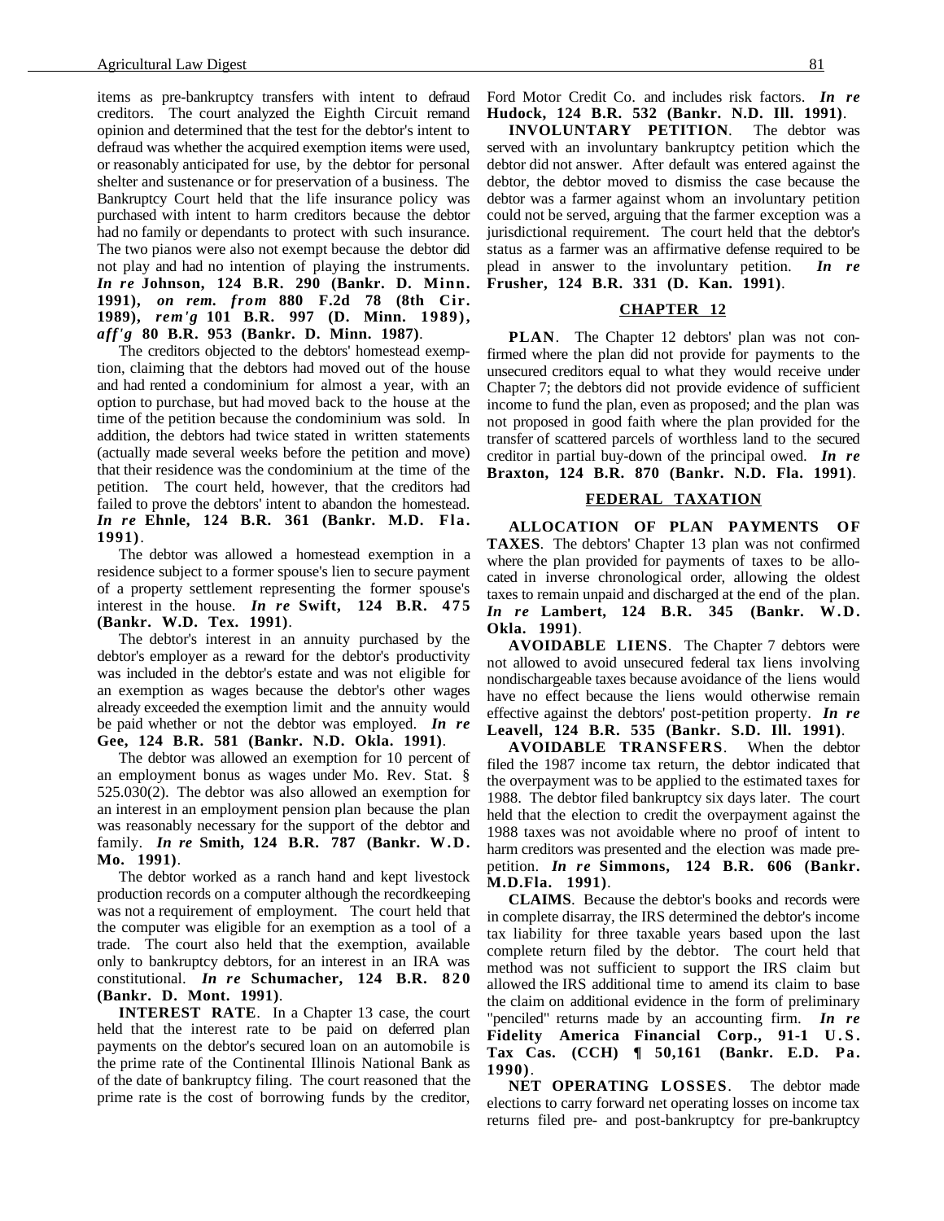items as pre-bankruptcy transfers with intent to defraud creditors. The court analyzed the Eighth Circuit remand opinion and determined that the test for the debtor's intent to defraud was whether the acquired exemption items were used, or reasonably anticipated for use, by the debtor for personal shelter and sustenance or for preservation of a business. The Bankruptcy Court held that the life insurance policy was purchased with intent to harm creditors because the debtor had no family or dependants to protect with such insurance. The two pianos were also not exempt because the debtor did not play and had no intention of playing the instruments. ***In re* Johnson, 124 B.R. 290 (Bankr. D. Minn. 1991),** ***on rem. from* 880 F.2d 78 (8th Cir. 1989), *rem'g* 101 B.R. 997 (D. Minn. 1989), *aff'g* 80 B.R. 953 (Bankr. D. Minn. 1987)**.

The creditors objected to the debtors' homestead exemption, claiming that the debtors had moved out of the house and had rented a condominium for almost a year, with an option to purchase, but had moved back to the house at the time of the petition because the condominium was sold. In addition, the debtors had twice stated in written statements (actually made several weeks before the petition and move) that their residence was the condominium at the time of the petition. The court held, however, that the creditors had failed to prove the debtors' intent to abandon the homestead. ***In re* Ehnle, 124 B.R. 361 (Bankr. M.D. Fla. 1991)**.

The debtor was allowed a homestead exemption in a residence subject to a former spouse's lien to secure payment of a property settlement representing the former spouse's interest in the house. ***In re* Swift, 124 B.R. 475 (Bankr. W.D. Tex. 1991)**.

The debtor's interest in an annuity purchased by the debtor's employer as a reward for the debtor's productivity was included in the debtor's estate and was not eligible for an exemption as wages because the debtor's other wages already exceeded the exemption limit and the annuity would be paid whether or not the debtor was employed. ***In re* Gee, 124 B.R. 581 (Bankr. N.D. Okla. 1991)**.

The debtor was allowed an exemption for 10 percent of an employment bonus as wages under Mo. Rev. Stat. § 525.030(2). The debtor was also allowed an exemption for an interest in an employment pension plan because the plan was reasonably necessary for the support of the debtor and family. ***In re* Smith, 124 B.R. 787 (Bankr. W.D. Mo. 1991)**.

The debtor worked as a ranch hand and kept livestock production records on a computer although the recordkeeping was not a requirement of employment. The court held that the computer was eligible for an exemption as a tool of a trade. The court also held that the exemption, available only to bankruptcy debtors, for an interest in an IRA was constitutional. ***In re* Schumacher, 124 B.R. 820 (Bankr. D. Mont. 1991)**.

**INTEREST RATE**. In a Chapter 13 case, the court held that the interest rate to be paid on deferred plan payments on the debtor's secured loan on an automobile is the prime rate of the Continental Illinois National Bank as of the date of bankruptcy filing. The court reasoned that the prime rate is the cost of borrowing funds by the creditor, Ford Motor Credit Co. and includes risk factors. ***In re* Hudock, 124 B.R. 532 (Bankr. N.D. Ill. 1991)**.

**INVOLUNTARY PETITION**. The debtor was served with an involuntary bankruptcy petition which the debtor did not answer. After default was entered against the debtor, the debtor moved to dismiss the case because the debtor was a farmer against whom an involuntary petition could not be served, arguing that the farmer exception was a jurisdictional requirement. The court held that the debtor's status as a farmer was an affirmative defense required to be plead in answer to the involuntary petition. ***In re* Frusher, 124 B.R. 331 (D. Kan. 1991)**.

## CHAPTER 12

**PLAN**. The Chapter 12 debtors' plan was not confirmed where the plan did not provide for payments to the unsecured creditors equal to what they would receive under Chapter 7; the debtors did not provide evidence of sufficient income to fund the plan, even as proposed; and the plan was not proposed in good faith where the plan provided for the transfer of scattered parcels of worthless land to the secured creditor in partial buy-down of the principal owed. ***In re* Braxton, 124 B.R. 870 (Bankr. N.D. Fla. 1991)**.

## FEDERAL TAXATION

**ALLOCATION OF PLAN PAYMENTS OF TAXES**. The debtors' Chapter 13 plan was not confirmed where the plan provided for payments of taxes to be allocated in inverse chronological order, allowing the oldest taxes to remain unpaid and discharged at the end of the plan. ***In re* Lambert, 124 B.R. 345 (Bankr. W.D. Okla. 1991)**.

**AVOIDABLE LIENS**. The Chapter 7 debtors were not allowed to avoid unsecured federal tax liens involving nondischargeable taxes because avoidance of the liens would have no effect because the liens would otherwise remain effective against the debtors' post-petition property. ***In re* Leavell, 124 B.R. 535 (Bankr. S.D. Ill. 1991)**.

**AVOIDABLE TRANSFERS**. When the debtor filed the 1987 income tax return, the debtor indicated that the overpayment was to be applied to the estimated taxes for 1988. The debtor filed bankruptcy six days later. The court held that the election to credit the overpayment against the 1988 taxes was not avoidable where no proof of intent to harm creditors was presented and the election was made pre-petition. ***In re* Simmons, 124 B.R. 606 (Bankr. M.D.Fla. 1991)**.

**CLAIMS**. Because the debtor's books and records were in complete disarray, the IRS determined the debtor's income tax liability for three taxable years based upon the last complete return filed by the debtor. The court held that method was not sufficient to support the IRS claim but allowed the IRS additional time to amend its claim to base the claim on additional evidence in the form of preliminary "penciled" returns made by an accounting firm. ***In re* Fidelity America Financial Corp., 91-1 U.S. Tax Cas. (CCH) ¶ 50,161 (Bankr. E.D. Pa. 1990)**.

**NET OPERATING LOSSES**. The debtor made elections to carry forward net operating losses on income tax returns filed pre- and post-bankruptcy for pre-bankruptcy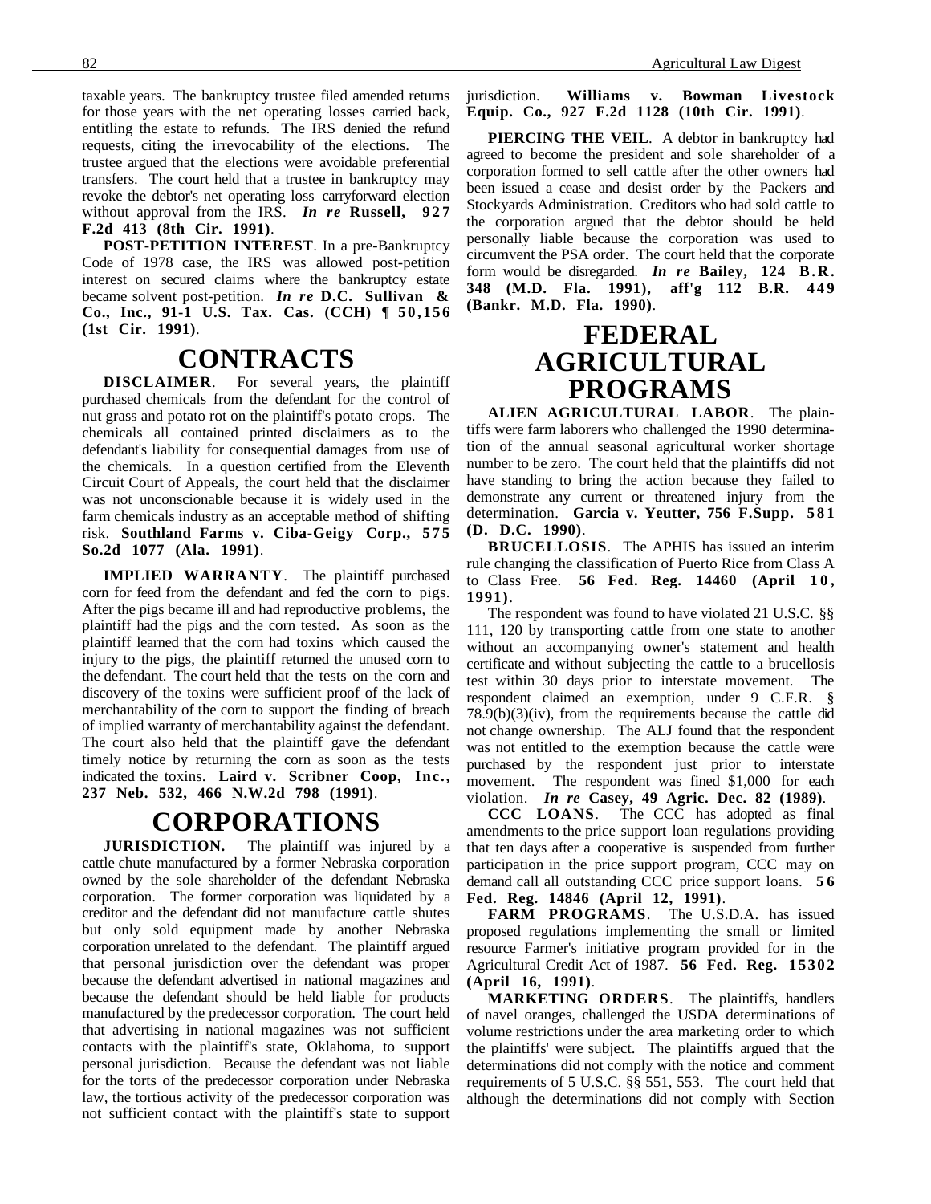taxable years. The bankruptcy trustee filed amended returns for those years with the net operating losses carried back, entitling the estate to refunds. The IRS denied the refund requests, citing the irrevocability of the elections. The trustee argued that the elections were avoidable preferential transfers. The court held that a trustee in bankruptcy may revoke the debtor's net operating loss carryforward election without approval from the IRS. ***In re* Russell, 927 F.2d 413 (8th Cir. 1991)**.

**POST-PETITION INTEREST**. In a pre-Bankruptcy Code of 1978 case, the IRS was allowed post-petition interest on secured claims where the bankruptcy estate became solvent post-petition. ***In re* D.C. Sullivan & Co., Inc., 91-1 U.S. Tax Cas. (CCH) ¶ 50,156 (1st Cir. 1991)**.

# CONTRACTS

**DISCLAIMER**. For several years, the plaintiff purchased chemicals from the defendant for the control of nut grass and potato rot on the plaintiff's potato crops. The chemicals all contained printed disclaimers as to the defendant's liability for consequential damages from use of the chemicals. In a question certified from the Eleventh Circuit Court of Appeals, the court held that the disclaimer was not unconscionable because it is widely used in the farm chemicals industry as an acceptable method of shifting risk. **Southland Farms v. Ciba-Geigy Corp., 575 So.2d 1077 (Ala. 1991)**.

**IMPLIED WARRANTY**. The plaintiff purchased corn for feed from the defendant and fed the corn to pigs. After the pigs became ill and had reproductive problems, the plaintiff had the pigs and the corn tested. As soon as the plaintiff learned that the corn had toxins which caused the injury to the pigs, the plaintiff returned the unused corn to the defendant. The court held that the tests on the corn and discovery of the toxins were sufficient proof of the lack of merchantability of the corn to support the finding of breach of implied warranty of merchantability against the defendant. The court also held that the plaintiff gave the defendant timely notice by returning the corn as soon as the tests indicated the toxins. **Laird v. Scribner Coop, Inc., 237 Neb. 532, 466 N.W.2d 798 (1991)**.

# CORPORATIONS

**JURISDICTION.** The plaintiff was injured by a cattle chute manufactured by a former Nebraska corporation owned by the sole shareholder of the defendant Nebraska corporation. The former corporation was liquidated by a creditor and the defendant did not manufacture cattle shutes but only sold equipment made by another Nebraska corporation unrelated to the defendant. The plaintiff argued that personal jurisdiction over the defendant was proper because the defendant advertised in national magazines and because the defendant should be held liable for products manufactured by the predecessor corporation. The court held that advertising in national magazines was not sufficient contacts with the plaintiff's state, Oklahoma, to support personal jurisdiction. Because the defendant was not liable for the torts of the predecessor corporation under Nebraska law, the tortious activity of the predecessor corporation was not sufficient contact with the plaintiff's state to support jurisdiction. **Williams v. Bowman Livestock Equip. Co., 927 F.2d 1128 (10th Cir. 1991)**.

**PIERCING THE VEIL**. A debtor in bankruptcy had agreed to become the president and sole shareholder of a corporation formed to sell cattle after the other owners had been issued a cease and desist order by the Packers and Stockyards Administration. Creditors who had sold cattle to the corporation argued that the debtor should be held personally liable because the corporation was used to circumvent the PSA order. The court held that the corporate form would be disregarded. ***In re* Bailey, 124 B.R. 348 (M.D. Fla. 1991), aff'g 112 B.R. 449 (Bankr. M.D. Fla. 1990)**.

# FEDERAL AGRICULTURAL PROGRAMS

**ALIEN AGRICULTURAL LABOR**. The plaintiffs were farm laborers who challenged the 1990 determination of the annual seasonal agricultural worker shortage number to be zero. The court held that the plaintiffs did not have standing to bring the action because they failed to demonstrate any current or threatened injury from the determination. **Garcia v. Yeutter, 756 F.Supp. 581 (D. D.C. 1990)**.

**BRUCELLOSIS**. The APHIS has issued an interim rule changing the classification of Puerto Rice from Class A to Class Free. **56 Fed. Reg. 14460 (April 10, 1991)**.

The respondent was found to have violated 21 U.S.C. §§ 111, 120 by transporting cattle from one state to another without an accompanying owner's statement and health certificate and without subjecting the cattle to a brucellosis test within 30 days prior to interstate movement. The respondent claimed an exemption, under 9 C.F.R. § 78.9(b)(3)(iv), from the requirements because the cattle did not change ownership. The ALJ found that the respondent was not entitled to the exemption because the cattle were purchased by the respondent just prior to interstate movement. The respondent was fined $1,000 for each violation. ***In re* Casey, 49 Agric. Dec. 82 (1989)**.

**CCC LOANS**. The CCC has adopted as final amendments to the price support loan regulations providing that ten days after a cooperative is suspended from further participation in the price support program, CCC may on demand call all outstanding CCC price support loans. **56 Fed. Reg. 14846 (April 12, 1991)**.

**FARM PROGRAMS**. The U.S.D.A. has issued proposed regulations implementing the small or limited resource Farmer's initiative program provided for in the Agricultural Credit Act of 1987. **56 Fed. Reg. 15302 (April 16, 1991)**.

**MARKETING ORDERS**. The plaintiffs, handlers of navel oranges, challenged the USDA determinations of volume restrictions under the area marketing order to which the plaintiffs' were subject. The plaintiffs argued that the determinations did not comply with the notice and comment requirements of 5 U.S.C. §§ 551, 553. The court held that although the determinations did not comply with Section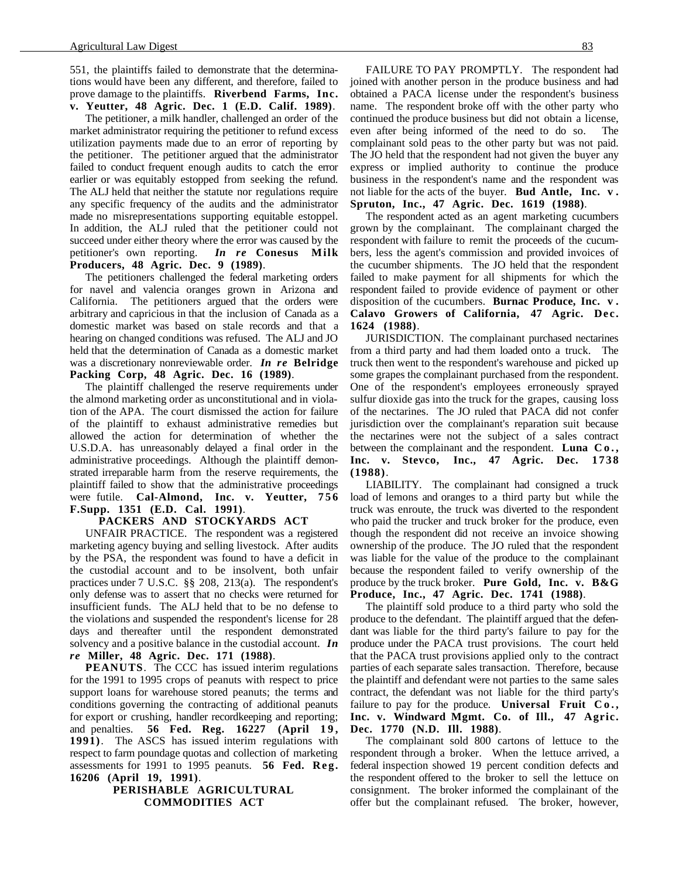551, the plaintiffs failed to demonstrate that the determinations would have been any different, and therefore, failed to prove damage to the plaintiffs. **Riverbend Farms, Inc. v. Yeutter, 48 Agric. Dec. 1 (E.D. Calif. 1989)**.

The petitioner, a milk handler, challenged an order of the market administrator requiring the petitioner to refund excess utilization payments made due to an error of reporting by the petitioner. The petitioner argued that the administrator failed to conduct frequent enough audits to catch the error earlier or was equitably estopped from seeking the refund. The ALJ held that neither the statute nor regulations require any specific frequency of the audits and the administrator made no misrepresentations supporting equitable estoppel. In addition, the ALJ ruled that the petitioner could not succeed under either theory where the error was caused by the petitioner's own reporting. ***In re* Conesus Milk Producers, 48 Agric. Dec. 9 (1989)**.

The petitioners challenged the federal marketing orders for navel and valencia oranges grown in Arizona and California. The petitioners argued that the orders were arbitrary and capricious in that the inclusion of Canada as a domestic market was based on stale records and that a hearing on changed conditions was refused. The ALJ and JO held that the determination of Canada as a domestic market was a discretionary nonreviewable order. ***In re* Belridge Packing Corp, 48 Agric. Dec. 16 (1989)**.

The plaintiff challenged the reserve requirements under the almond marketing order as unconstitutional and in violation of the APA. The court dismissed the action for failure of the plaintiff to exhaust administrative remedies but allowed the action for determination of whether the U.S.D.A. has unreasonably delayed a final order in the administrative proceedings. Although the plaintiff demonstrated irreparable harm from the reserve requirements, the plaintiff failed to show that the administrative proceedings were futile. **Cal-Almond, Inc. v. Yeutter, 756 F.Supp. 1351 (E.D. Cal. 1991)**.

## PACKERS AND STOCKYARDS ACT

UNFAIR PRACTICE. The respondent was a registered marketing agency buying and selling livestock. After audits by the PSA, the respondent was found to have a deficit in the custodial account and to be insolvent, both unfair practices under 7 U.S.C. §§ 208, 213(a). The respondent's only defense was to assert that no checks were returned for insufficient funds. The ALJ held that to be no defense to the violations and suspended the respondent's license for 28 days and thereafter until the respondent demonstrated solvency and a positive balance in the custodial account. ***In re* Miller, 48 Agric. Dec. 171 (1988)**.

**PEANUTS**. The CCC has issued interim regulations for the 1991 to 1995 crops of peanuts with respect to price support loans for warehouse stored peanuts; the terms and conditions governing the contracting of additional peanuts for export or crushing, handler recordkeeping and reporting; and penalties. **56 Fed. Reg. 16227 (April 19, 1991)**. The ASCS has issued interim regulations with respect to farm poundage quotas and collection of marketing assessments for 1991 to 1995 peanuts. **56 Fed. Reg. 16206 (April 19, 1991)**.

## PERISHABLE AGRICULTURAL COMMODITIES ACT

FAILURE TO PAY PROMPTLY. The respondent had joined with another person in the produce business and had obtained a PACA license under the respondent's business name. The respondent broke off with the other party who continued the produce business but did not obtain a license, even after being informed of the need to do so. The complainant sold peas to the other party but was not paid. The JO held that the respondent had not given the buyer any express or implied authority to continue the produce business in the respondent's name and the respondent was not liable for the acts of the buyer. **Bud Antle, Inc. v. Spruton, Inc., 47 Agric. Dec. 1619 (1988)**.

The respondent acted as an agent marketing cucumbers grown by the complainant. The complainant charged the respondent with failure to remit the proceeds of the cucumbers, less the agent's commission and provided invoices of the cucumber shipments. The JO held that the respondent failed to make payment for all shipments for which the respondent failed to provide evidence of payment or other disposition of the cucumbers. **Burnac Produce, Inc. v. Calavo Growers of California, 47 Agric. Dec. 1624 (1988)**.

JURISDICTION. The complainant purchased nectarines from a third party and had them loaded onto a truck. The truck then went to the respondent's warehouse and picked up some grapes the complainant purchased from the respondent. One of the respondent's employees erroneously sprayed sulfur dioxide gas into the truck for the grapes, causing loss of the nectarines. The JO ruled that PACA did not confer jurisdiction over the complainant's reparation suit because the nectarines were not the subject of a sales contract between the complainant and the respondent. **Luna Co., Inc. v. Stevco, Inc., 47 Agric. Dec. 1738 (1988)**.

LIABILITY. The complainant had consigned a truck load of lemons and oranges to a third party but while the truck was enroute, the truck was diverted to the respondent who paid the trucker and truck broker for the produce, even though the respondent did not receive an invoice showing ownership of the produce. The JO ruled that the respondent was liable for the value of the produce to the complainant because the respondent failed to verify ownership of the produce by the truck broker. **Pure Gold, Inc. v. B&G Produce, Inc., 47 Agric. Dec. 1741 (1988)**.

The plaintiff sold produce to a third party who sold the produce to the defendant. The plaintiff argued that the defendant was liable for the third party's failure to pay for the produce under the PACA trust provisions. The court held that the PACA trust provisions applied only to the contract parties of each separate sales transaction. Therefore, because the plaintiff and defendant were not parties to the same sales contract, the defendant was not liable for the third party's failure to pay for the produce. **Universal Fruit Co., Inc. v. Windward Mgmt. Co. of Ill., 47 Agric. Dec. 1770 (N.D. Ill. 1988)**.

The complainant sold 800 cartons of lettuce to the respondent through a broker. When the lettuce arrived, a federal inspection showed 19 percent condition defects and the respondent offered to the broker to sell the lettuce on consignment. The broker informed the complainant of the offer but the complainant refused. The broker, however,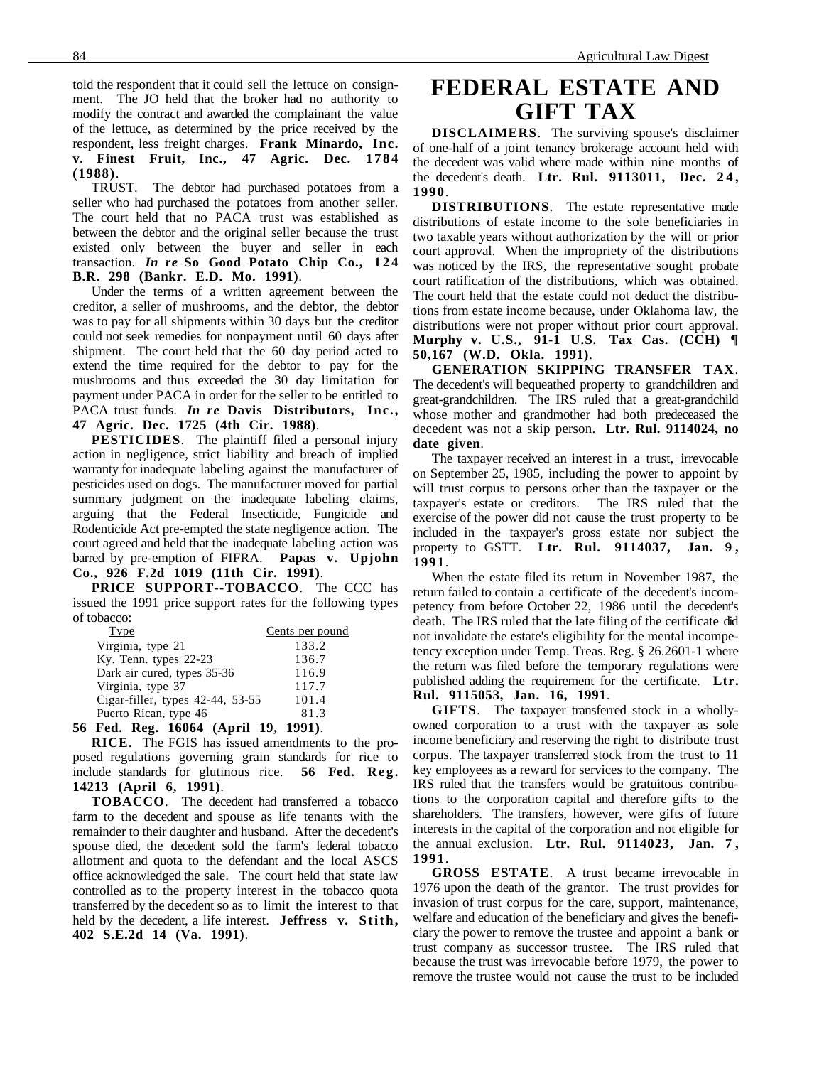told the respondent that it could sell the lettuce on consignment. The JO held that the broker had no authority to modify the contract and awarded the complainant the value of the lettuce, as determined by the price received by the respondent, less freight charges. **Frank Minardo, Inc. v. Finest Fruit, Inc., 47 Agric. Dec. 1784 (1988)**.

TRUST. The debtor had purchased potatoes from a seller who had purchased the potatoes from another seller. The court held that no PACA trust was established as between the debtor and the original seller because the trust existed only between the buyer and seller in each transaction. ***In re* So Good Potato Chip Co., 124 B.R. 298 (Bankr. E.D. Mo. 1991)**.

Under the terms of a written agreement between the creditor, a seller of mushrooms, and the debtor, the debtor was to pay for all shipments within 30 days but the creditor could not seek remedies for nonpayment until 60 days after shipment. The court held that the 60 day period acted to extend the time required for the debtor to pay for the mushrooms and thus exceeded the 30 day limitation for payment under PACA in order for the seller to be entitled to PACA trust funds. ***In re* Davis Distributors, Inc., 47 Agric. Dec. 1725 (4th Cir. 1988)**.

**PESTICIDES**. The plaintiff filed a personal injury action in negligence, strict liability and breach of implied warranty for inadequate labeling against the manufacturer of pesticides used on dogs. The manufacturer moved for partial summary judgment on the inadequate labeling claims, arguing that the Federal Insecticide, Fungicide and Rodenticide Act pre-empted the state negligence action. The court agreed and held that the inadequate labeling action was barred by pre-emption of FIFRA. **Papas v. Upjohn Co., 926 F.2d 1019 (11th Cir. 1991)**.

**PRICE SUPPORT--TOBACCO**. The CCC has issued the 1991 price support rates for the following types of tobacco:

| Type | Cents per pound |
|---|---|
| Virginia, type 21 | 133.2 |
| Ky. Tenn. types 22-23 | 136.7 |
| Dark air cured, types 35-36 | 116.9 |
| Virginia, type 37 | 117.7 |
| Cigar-filler, types 42-44, 53-55 | 101.4 |
| Puerto Rican, type 46 | 81.3 |

**56 Fed. Reg. 16064 (April 19, 1991)**.

**RICE**. The FGIS has issued amendments to the proposed regulations governing grain standards for rice to include standards for glutinous rice. **56 Fed. Reg. 14213 (April 6, 1991)**.

**TOBACCO**. The decedent had transferred a tobacco farm to the decedent and spouse as life tenants with the remainder to their daughter and husband. After the decedent's spouse died, the decedent sold the farm's federal tobacco allotment and quota to the defendant and the local ASCS office acknowledged the sale. The court held that state law controlled as to the property interest in the tobacco quota transferred by the decedent so as to limit the interest to that held by the decedent, a life interest. **Jeffress v. Stith, 402 S.E.2d 14 (Va. 1991)**.

# FEDERAL ESTATE AND GIFT TAX

**DISCLAIMERS**. The surviving spouse's disclaimer of one-half of a joint tenancy brokerage account held with the decedent was valid where made within nine months of the decedent's death. **Ltr. Rul. 9113011, Dec. 24, 1990**.

**DISTRIBUTIONS**. The estate representative made distributions of estate income to the sole beneficiaries in two taxable years without authorization by the will or prior court approval. When the impropriety of the distributions was noticed by the IRS, the representative sought probate court ratification of the distributions, which was obtained. The court held that the estate could not deduct the distributions from estate income because, under Oklahoma law, the distributions were not proper without prior court approval. **Murphy v. U.S., 91-1 U.S. Tax Cas. (CCH) ¶ 50,167 (W.D. Okla. 1991)**.

**GENERATION SKIPPING TRANSFER TAX**. The decedent's will bequeathed property to grandchildren and great-grandchildren. The IRS ruled that a great-grandchild whose mother and grandmother had both predeceased the decedent was not a skip person. **Ltr. Rul. 9114024, no date given**.

The taxpayer received an interest in a trust, irrevocable on September 25, 1985, including the power to appoint by will trust corpus to persons other than the taxpayer or the taxpayer's estate or creditors. The IRS ruled that the exercise of the power did not cause the trust property to be included in the taxpayer's gross estate nor subject the property to GSTT. **Ltr. Rul. 9114037, Jan. 9, 1991**.

When the estate filed its return in November 1987, the return failed to contain a certificate of the decedent's incompetency from before October 22, 1986 until the decedent's death. The IRS ruled that the late filing of the certificate did not invalidate the estate's eligibility for the mental incompetency exception under Temp. Treas. Reg. § 26.2601-1 where the return was filed before the temporary regulations were published adding the requirement for the certificate. **Ltr. Rul. 9115053, Jan. 16, 1991**.

**GIFTS**. The taxpayer transferred stock in a wholly-owned corporation to a trust with the taxpayer as sole income beneficiary and reserving the right to distribute trust corpus. The taxpayer transferred stock from the trust to 11 key employees as a reward for services to the company. The IRS ruled that the transfers would be gratuitous contributions to the corporation capital and therefore gifts to the shareholders. The transfers, however, were gifts of future interests in the capital of the corporation and not eligible for the annual exclusion. **Ltr. Rul. 9114023, Jan. 7, 1991**.

**GROSS ESTATE**. A trust became irrevocable in 1976 upon the death of the grantor. The trust provides for invasion of trust corpus for the care, support, maintenance, welfare and education of the beneficiary and gives the beneficiary the power to remove the trustee and appoint a bank or trust company as successor trustee. The IRS ruled that because the trust was irrevocable before 1979, the power to remove the trustee would not cause the trust to be included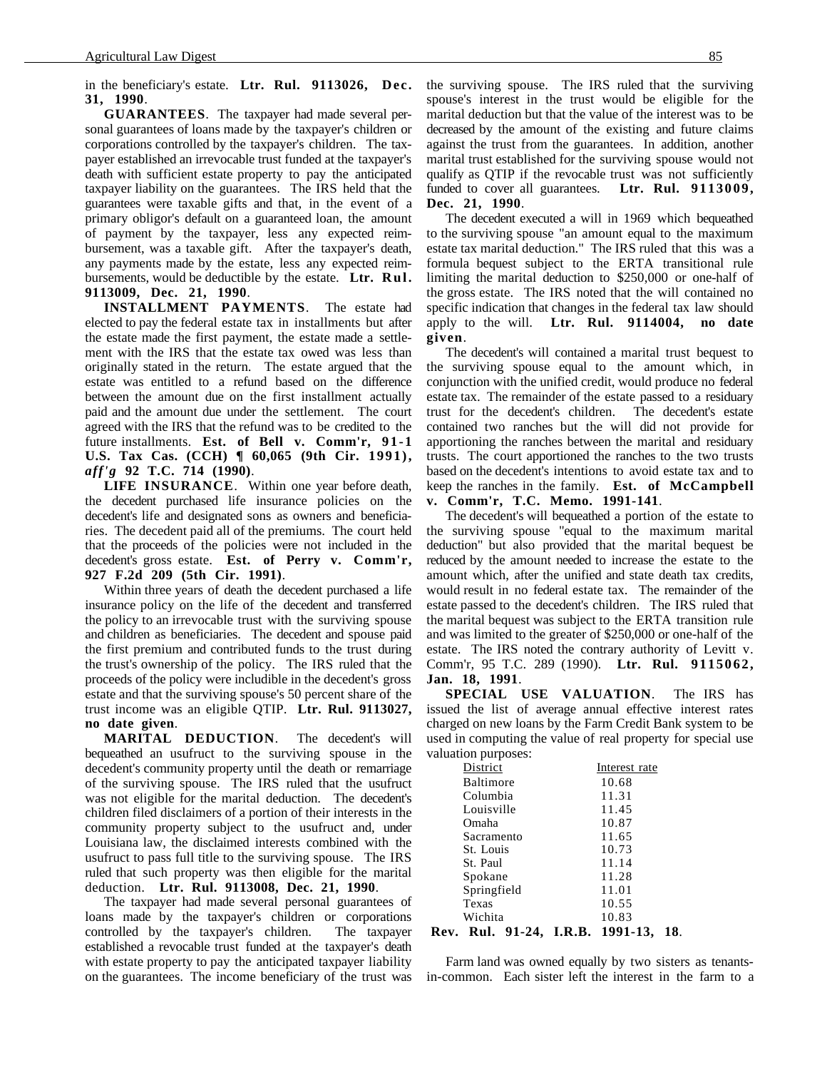in the beneficiary's estate. **Ltr. Rul. 9113026, Dec. 31, 1990**.

**GUARANTEES**. The taxpayer had made several personal guarantees of loans made by the taxpayer's children or corporations controlled by the taxpayer's children. The taxpayer established an irrevocable trust funded at the taxpayer's death with sufficient estate property to pay the anticipated taxpayer liability on the guarantees. The IRS held that the guarantees were taxable gifts and that, in the event of a primary obligor's default on a guaranteed loan, the amount of payment by the taxpayer, less any expected reimbursement, was a taxable gift. After the taxpayer's death, any payments made by the estate, less any expected reimbursements, would be deductible by the estate. **Ltr. Rul. 9113009, Dec. 21, 1990**.

**INSTALLMENT PAYMENTS**. The estate had elected to pay the federal estate tax in installments but after the estate made the first payment, the estate made a settlement with the IRS that the estate tax owed was less than originally stated in the return. The estate argued that the estate was entitled to a refund based on the difference between the amount due on the first installment actually paid and the amount due under the settlement. The court agreed with the IRS that the refund was to be credited to the future installments. **Est. of Bell v. Comm'r, 91-1 U.S. Tax Cas. (CCH) ¶ 60,065 (9th Cir. 1991), *aff'g* 92 T.C. 714 (1990)**.

**LIFE INSURANCE**. Within one year before death, the decedent purchased life insurance policies on the decedent's life and designated sons as owners and beneficiaries. The decedent paid all of the premiums. The court held that the proceeds of the policies were not included in the decedent's gross estate. **Est. of Perry v. Comm'r, 927 F.2d 209 (5th Cir. 1991)**.

Within three years of death the decedent purchased a life insurance policy on the life of the decedent and transferred the policy to an irrevocable trust with the surviving spouse and children as beneficiaries. The decedent and spouse paid the first premium and contributed funds to the trust during the trust's ownership of the policy. The IRS ruled that the proceeds of the policy were includible in the decedent's gross estate and that the surviving spouse's 50 percent share of the trust income was an eligible QTIP. **Ltr. Rul. 9113027, no date given**.

**MARITAL DEDUCTION**. The decedent's will bequeathed an usufruct to the surviving spouse in the decedent's community property until the death or remarriage of the surviving spouse. The IRS ruled that the usufruct was not eligible for the marital deduction. The decedent's children filed disclaimers of a portion of their interests in the community property subject to the usufruct and, under Louisiana law, the disclaimed interests combined with the usufruct to pass full title to the surviving spouse. The IRS ruled that such property was then eligible for the marital deduction. **Ltr. Rul. 9113008, Dec. 21, 1990**.

The taxpayer had made several personal guarantees of loans made by the taxpayer's children or corporations controlled by the taxpayer's children. The taxpayer established a revocable trust funded at the taxpayer's death with estate property to pay the anticipated taxpayer liability on the guarantees. The income beneficiary of the trust was the surviving spouse. The IRS ruled that the surviving spouse's interest in the trust would be eligible for the marital deduction but that the value of the interest was to be decreased by the amount of the existing and future claims against the trust from the guarantees. In addition, another marital trust established for the surviving spouse would not qualify as QTIP if the revocable trust was not sufficiently funded to cover all guarantees. **Ltr. Rul. 9113009, Dec. 21, 1990**.

The decedent executed a will in 1969 which bequeathed to the surviving spouse "an amount equal to the maximum estate tax marital deduction." The IRS ruled that this was a formula bequest subject to the ERTA transitional rule limiting the marital deduction to $250,000 or one-half of the gross estate. The IRS noted that the will contained no specific indication that changes in the federal tax law should apply to the will. **Ltr. Rul. 9114004, no date given**.

The decedent's will contained a marital trust bequest to the surviving spouse equal to the amount which, in conjunction with the unified credit, would produce no federal estate tax. The remainder of the estate passed to a residuary trust for the decedent's children. The decedent's estate contained two ranches but the will did not provide for apportioning the ranches between the marital and residuary trusts. The court apportioned the ranches to the two trusts based on the decedent's intentions to avoid estate tax and to keep the ranches in the family. **Est. of McCampbell v. Comm'r, T.C. Memo. 1991-141**.

The decedent's will bequeathed a portion of the estate to the surviving spouse "equal to the maximum marital deduction" but also provided that the marital bequest be reduced by the amount needed to increase the estate to the amount which, after the unified and state death tax credits, would result in no federal estate tax. The remainder of the estate passed to the decedent's children. The IRS ruled that the marital bequest was subject to the ERTA transition rule and was limited to the greater of $250,000 or one-half of the estate. The IRS noted the contrary authority of Levitt v. Comm'r, 95 T.C. 289 (1990). **Ltr. Rul. 9115062, Jan. 18, 1991**.

**SPECIAL USE VALUATION**. The IRS has issued the list of average annual effective interest rates charged on new loans by the Farm Credit Bank system to be used in computing the value of real property for special use valuation purposes:

| District | Interest rate |
|---|---|
| Baltimore | 10.68 |
| Columbia | 11.31 |
| Louisville | 11.45 |
| Omaha | 10.87 |
| Sacramento | 11.65 |
| St. Louis | 10.73 |
| St. Paul | 11.14 |
| Spokane | 11.28 |
| Springfield | 11.01 |
| Texas | 10.55 |
| Wichita | 10.83 |

**Rev. Rul. 91-24, I.R.B. 1991-13, 18**.

Farm land was owned equally by two sisters as tenants-in-common. Each sister left the interest in the farm to a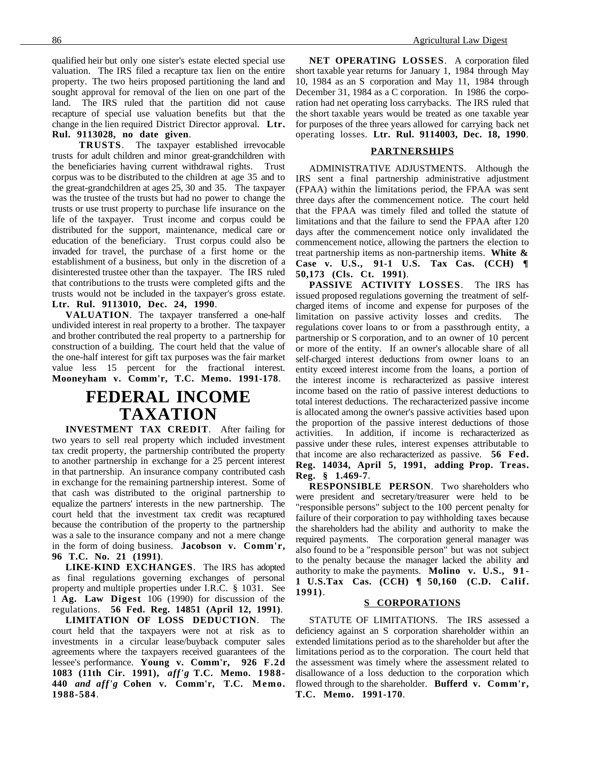qualified heir but only one sister's estate elected special use valuation. The IRS filed a recapture tax lien on the entire property. The two heirs proposed partitioning the land and sought approval for removal of the lien on one part of the land. The IRS ruled that the partition did not cause recapture of special use valuation benefits but that the change in the lien required District Director approval. **Ltr. Rul. 9113028, no date given**.

**TRUSTS**. The taxpayer established irrevocable trusts for adult children and minor great-grandchildren with the beneficiaries having current withdrawal rights. Trust corpus was to be distributed to the children at age 35 and to the great-grandchildren at ages 25, 30 and 35. The taxpayer was the trustee of the trusts but had no power to change the trusts or use trust property to purchase life insurance on the life of the taxpayer. Trust income and corpus could be distributed for the support, maintenance, medical care or education of the beneficiary. Trust corpus could also be invaded for travel, the purchase of a first home or the establishment of a business, but only in the discretion of a disinterested trustee other than the taxpayer. The IRS ruled that contributions to the trusts were completed gifts and the trusts would not be included in the taxpayer's gross estate. **Ltr. Rul. 9113010, Dec. 24, 1990**.

**VALUATION**. The taxpayer transferred a one-half undivided interest in real property to a brother. The taxpayer and brother contributed the real property to a partnership for construction of a building. The court held that the value of the one-half interest for gift tax purposes was the fair market value less 15 percent for the fractional interest. **Mooneyham v. Comm'r, T.C. Memo. 1991-178**.

# FEDERAL INCOME TAXATION

**INVESTMENT TAX CREDIT**. After failing for two years to sell real property which included investment tax credit property, the partnership contributed the property to another partnership in exchange for a 25 percent interest in that partnership. An insurance company contributed cash in exchange for the remaining partnership interest. Some of that cash was distributed to the original partnership to equalize the partners' interests in the new partnership. The court held that the investment tax credit was recaptured because the contribution of the property to the partnership was a sale to the insurance company and not a mere change in the form of doing business. **Jacobson v. Comm'r, 96 T.C. No. 21 (1991)**.

**LIKE-KIND EXCHANGES**. The IRS has adopted as final regulations governing exchanges of personal property and multiple properties under I.R.C. § 1031. See 1 **Ag. Law Digest** 106 (1990) for discussion of the regulations. **56 Fed. Reg. 14851 (April 12, 1991)**.

**LIMITATION OF LOSS DEDUCTION**. The court held that the taxpayers were not at risk as to investments in a circular lease/buyback computer sales agreements where the taxpayers received guarantees of the lessee's performance. **Young v. Comm'r, 926 F.2d 1083 (11th Cir. 1991),** ***aff'g*** **T.C. Memo. 1988-440** ***and aff'g*** **Cohen v. Comm'r, T.C. Memo. 1988-584**.

**NET OPERATING LOSSES**. A corporation filed short taxable year returns for January 1, 1984 through May 10, 1984 as an S corporation and May 11, 1984 through December 31, 1984 as a C corporation. In 1986 the corporation had net operating loss carrybacks. The IRS ruled that the short taxable years would be treated as one taxable year for purposes of the three years allowed for carrying back net operating losses. **Ltr. Rul. 9114003, Dec. 18, 1990**.

## PARTNERSHIPS

ADMINISTRATIVE ADJUSTMENTS. Although the IRS sent a final partnership administrative adjustment (FPAA) within the limitations period, the FPAA was sent three days after the commencement notice. The court held that the FPAA was timely filed and tolled the statute of limitations and that the failure to send the FPAA after 120 days after the commencement notice only invalidated the commencement notice, allowing the partners the election to treat partnership items as non-partnership items. **White & Case v. U.S., 91-1 U.S. Tax Cas. (CCH) ¶ 50,173 (Cls. Ct. 1991)**.

**PASSIVE ACTIVITY LOSSES**. The IRS has issued proposed regulations governing the treatment of self-charged items of income and expense for purposes of the limitation on passive activity losses and credits. The regulations cover loans to or from a passthrough entity, a partnership or S corporation, and to an owner of 10 percent or more of the entity. If an owner's allocable share of all self-charged interest deductions from owner loans to an entity exceed interest income from the loans, a portion of the interest income is recharacterized as passive interest income based on the ratio of passive interest deductions to total interest deductions. The recharacterized passive income is allocated among the owner's passive activities based upon the proportion of the passive interest deductions of those activities. In addition, if income is recharacterized as passive under these rules, interest expenses attributable to that income are also recharacterized as passive. **56 Fed. Reg. 14034, April 5, 1991, adding Prop. Treas. Reg. § 1.469-7**.

**RESPONSIBLE PERSON**. Two shareholders who were president and secretary/treasurer were held to be "responsible persons" subject to the 100 percent penalty for failure of their corporation to pay withholding taxes because the shareholders had the ability and authority to make the required payments. The corporation general manager was also found to be a "responsible person" but was not subject to the penalty because the manager lacked the ability and authority to make the payments. **Molino v. U.S., 91-1 U.S.Tax Cas. (CCH) ¶ 50,160 (C.D. Calif. 1991)**.

## S CORPORATIONS

STATUTE OF LIMITATIONS. The IRS assessed a deficiency against an S corporation shareholder within an extended limitations period as to the shareholder but after the limitations period as to the corporation. The court held that the assessment was timely where the assessment related to disallowance of a loss deduction to the corporation which flowed through to the shareholder. **Bufferd v. Comm'r, T.C. Memo. 1991-170**.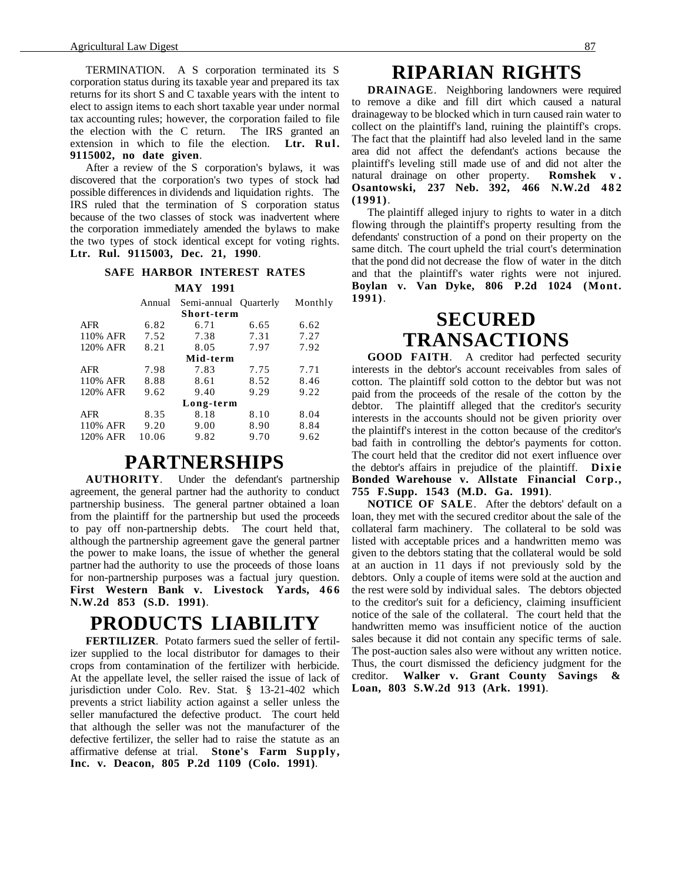TERMINATION. A S corporation terminated its S corporation status during its taxable year and prepared its tax returns for its short S and C taxable years with the intent to elect to assign items to each short taxable year under normal tax accounting rules; however, the corporation failed to file the election with the C return. The IRS granted an extension in which to file the election. **Ltr. Rul. 9115002, no date given**.

After a review of the S corporation's bylaws, it was discovered that the corporation's two types of stock had possible differences in dividends and liquidation rights. The IRS ruled that the termination of S corporation status because of the two classes of stock was inadvertent where the corporation immediately amended the bylaws to make the two types of stock identical except for voting rights. **Ltr. Rul. 9115003, Dec. 21, 1990**.

**SAFE HARBOR INTEREST RATES**

**MAY 1991**

| | Annual | Semi-annual | Quarterly | Monthly |
|---|---|---|---|---|
| | | **Short-term** | | |
| AFR | 6.82 | 6.71 | 6.65 | 6.62 |
| 110% AFR | 7.52 | 7.38 | 7.31 | 7.27 |
| 120% AFR | 8.21 | 8.05 | 7.97 | 7.92 |
| | | **Mid-term** | | |
| AFR | 7.98 | 7.83 | 7.75 | 7.71 |
| 110% AFR | 8.88 | 8.61 | 8.52 | 8.46 |
| 120% AFR | 9.62 | 9.40 | 9.29 | 9.22 |
| | | **Long-term** | | |
| AFR | 8.35 | 8.18 | 8.10 | 8.04 |
| 110% AFR | 9.20 | 9.00 | 8.90 | 8.84 |
| 120% AFR | 10.06 | 9.82 | 9.70 | 9.62 |

# PARTNERSHIPS

**AUTHORITY**. Under the defendant's partnership agreement, the general partner had the authority to conduct partnership business. The general partner obtained a loan from the plaintiff for the partnership but used the proceeds to pay off non-partnership debts. The court held that, although the partnership agreement gave the general partner the power to make loans, the issue of whether the general partner had the authority to use the proceeds of those loans for non-partnership purposes was a factual jury question. **First Western Bank v. Livestock Yards, 466 N.W.2d 853 (S.D. 1991)**.

# PRODUCTS LIABILITY

**FERTILIZER**. Potato farmers sued the seller of fertilizer supplied to the local distributor for damages to their crops from contamination of the fertilizer with herbicide. At the appellate level, the seller raised the issue of lack of jurisdiction under Colo. Rev. Stat. § 13-21-402 which prevents a strict liability action against a seller unless the seller manufactured the defective product. The court held that although the seller was not the manufacturer of the defective fertilizer, the seller had to raise the statute as an affirmative defense at trial. **Stone's Farm Supply, Inc. v. Deacon, 805 P.2d 1109 (Colo. 1991)**.

# RIPARIAN RIGHTS

**DRAINAGE**. Neighboring landowners were required to remove a dike and fill dirt which caused a natural drainageway to be blocked which in turn caused rain water to collect on the plaintiff's land, ruining the plaintiff's crops. The fact that the plaintiff had also leveled land in the same area did not affect the defendant's actions because the plaintiff's leveling still made use of and did not alter the natural drainage on other property. **Romshek v. Osantowski, 237 Neb. 392, 466 N.W.2d 482 (1991)**.

The plaintiff alleged injury to rights to water in a ditch flowing through the plaintiff's property resulting from the defendants' construction of a pond on their property on the same ditch. The court upheld the trial court's determination that the pond did not decrease the flow of water in the ditch and that the plaintiff's water rights were not injured. **Boylan v. Van Dyke, 806 P.2d 1024 (Mont. 1991)**.

# SECURED TRANSACTIONS

**GOOD FAITH**. A creditor had perfected security interests in the debtor's account receivables from sales of cotton. The plaintiff sold cotton to the debtor but was not paid from the proceeds of the resale of the cotton by the debtor. The plaintiff alleged that the creditor's security interests in the accounts should not be given priority over the plaintiff's interest in the cotton because of the creditor's bad faith in controlling the debtor's payments for cotton. The court held that the creditor did not exert influence over the debtor's affairs in prejudice of the plaintiff. **Dixie Bonded Warehouse v. Allstate Financial Corp., 755 F.Supp. 1543 (M.D. Ga. 1991)**.

**NOTICE OF SALE**. After the debtors' default on a loan, they met with the secured creditor about the sale of the collateral farm machinery. The collateral to be sold was listed with acceptable prices and a handwritten memo was given to the debtors stating that the collateral would be sold at an auction in 11 days if not previously sold by the debtors. Only a couple of items were sold at the auction and the rest were sold by individual sales. The debtors objected to the creditor's suit for a deficiency, claiming insufficient notice of the sale of the collateral. The court held that the handwritten memo was insufficient notice of the auction sales because it did not contain any specific terms of sale. The post-auction sales also were without any written notice. Thus, the court dismissed the deficiency judgment for the creditor. **Walker v. Grant County Savings & Loan, 803 S.W.2d 913 (Ark. 1991)**.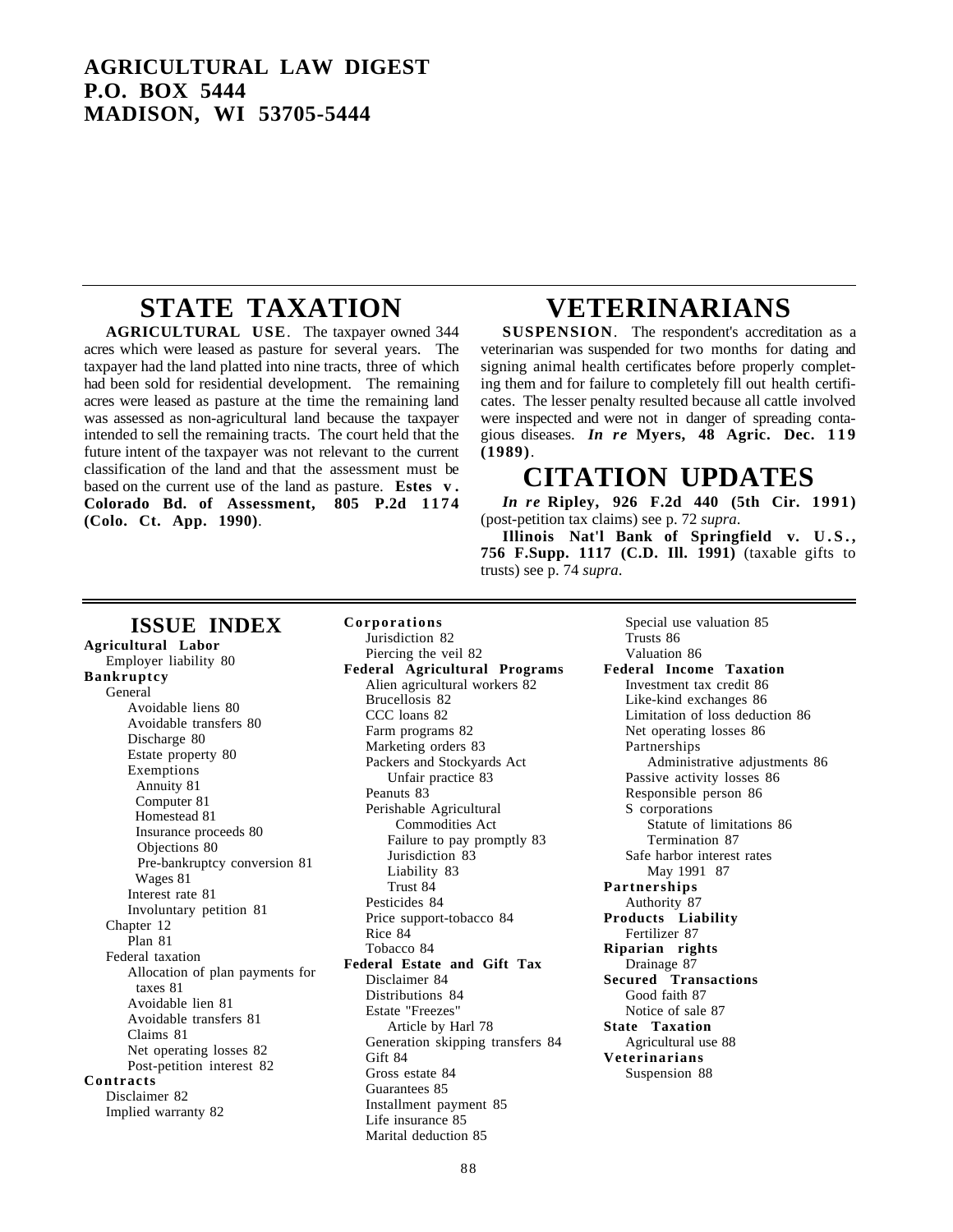**AGRICULTURAL LAW DIGEST**
**P.O. BOX 5444**
**MADISON, WI 53705-5444**

# STATE TAXATION

**AGRICULTURAL USE**. The taxpayer owned 344 acres which were leased as pasture for several years. The taxpayer had the land platted into nine tracts, three of which had been sold for residential development. The remaining acres were leased as pasture at the time the remaining land was assessed as non-agricultural land because the taxpayer intended to sell the remaining tracts. The court held that the future intent of the taxpayer was not relevant to the current classification of the land and that the assessment must be based on the current use of the land as pasture. **Estes v. Colorado Bd. of Assessment, 805 P.2d 1174 (Colo. Ct. App. 1990)**.

# VETERINARIANS

**SUSPENSION**. The respondent's accreditation as a veterinarian was suspended for two months for dating and signing animal health certificates before properly completing them and for failure to completely fill out health certificates. The lesser penalty resulted because all cattle involved were inspected and were not in danger of spreading contagious diseases. ***In re* Myers, 48 Agric. Dec. 119 (1989)**.

# CITATION UPDATES

***In re* Ripley, 926 F.2d 440 (5th Cir. 1991)** (post-petition tax claims) see p. 72 *supra*.

**Illinois Nat'l Bank of Springfield v. U.S., 756 F.Supp. 1117 (C.D. Ill. 1991)** (taxable gifts to trusts) see p. 74 *supra*.

## ISSUE INDEX

**Agricultural Labor**
- Employer liability 80

**Bankruptcy**
- General
  - Avoidable liens 80
  - Avoidable transfers 80
  - Discharge 80
  - Estate property 80
  - Exemptions
    - Annuity 81
    - Computer 81
    - Homestead 81
    - Insurance proceeds 80
    - Objections 80
    - Pre-bankruptcy conversion 81
    - Wages 81
  - Interest rate 81
  - Involuntary petition 81
- Chapter 12
  - Plan 81
- Federal taxation
  - Allocation of plan payments for taxes 81
  - Avoidable lien 81
  - Avoidable transfers 81
  - Claims 81
  - Net operating losses 82
  - Post-petition interest 82

**Contracts**
- Disclaimer 82
- Implied warranty 82

**Corporations**
- Jurisdiction 82
- Piercing the veil 82

**Federal Agricultural Programs**
- Alien agricultural workers 82
- Brucellosis 82
- CCC loans 82
- Farm programs 82
- Marketing orders 83
- Packers and Stockyards Act
  - Unfair practice 83
- Peanuts 83
- Perishable Agricultural Commodities Act
  - Failure to pay promptly 83
  - Jurisdiction 83
  - Liability 83
  - Trust 84
- Pesticides 84
- Price support-tobacco 84
- Rice 84
- Tobacco 84

**Federal Estate and Gift Tax**
- Disclaimer 84
- Distributions 84
- Estate "Freezes"
  - Article by Harl 78
- Generation skipping transfers 84
- Gift 84
- Gross estate 84
- Guarantees 85
- Installment payment 85
- Life insurance 85
- Marital deduction 85
- Special use valuation 85
- Trusts 86
- Valuation 86

**Federal Income Taxation**
- Investment tax credit 86
- Like-kind exchanges 86
- Limitation of loss deduction 86
- Net operating losses 86
- Partnerships
  - Administrative adjustments 86
- Passive activity losses 86
- Responsible person 86
- S corporations
  - Statute of limitations 86
  - Termination 87
- Safe harbor interest rates
  - May 1991 87

**Partnerships**
- Authority 87

**Products Liability**
- Fertilizer 87

**Riparian rights**
- Drainage 87

**Secured Transactions**
- Good faith 87
- Notice of sale 87

**State Taxation**
- Agricultural use 88

**Veterinarians**
- Suspension 88